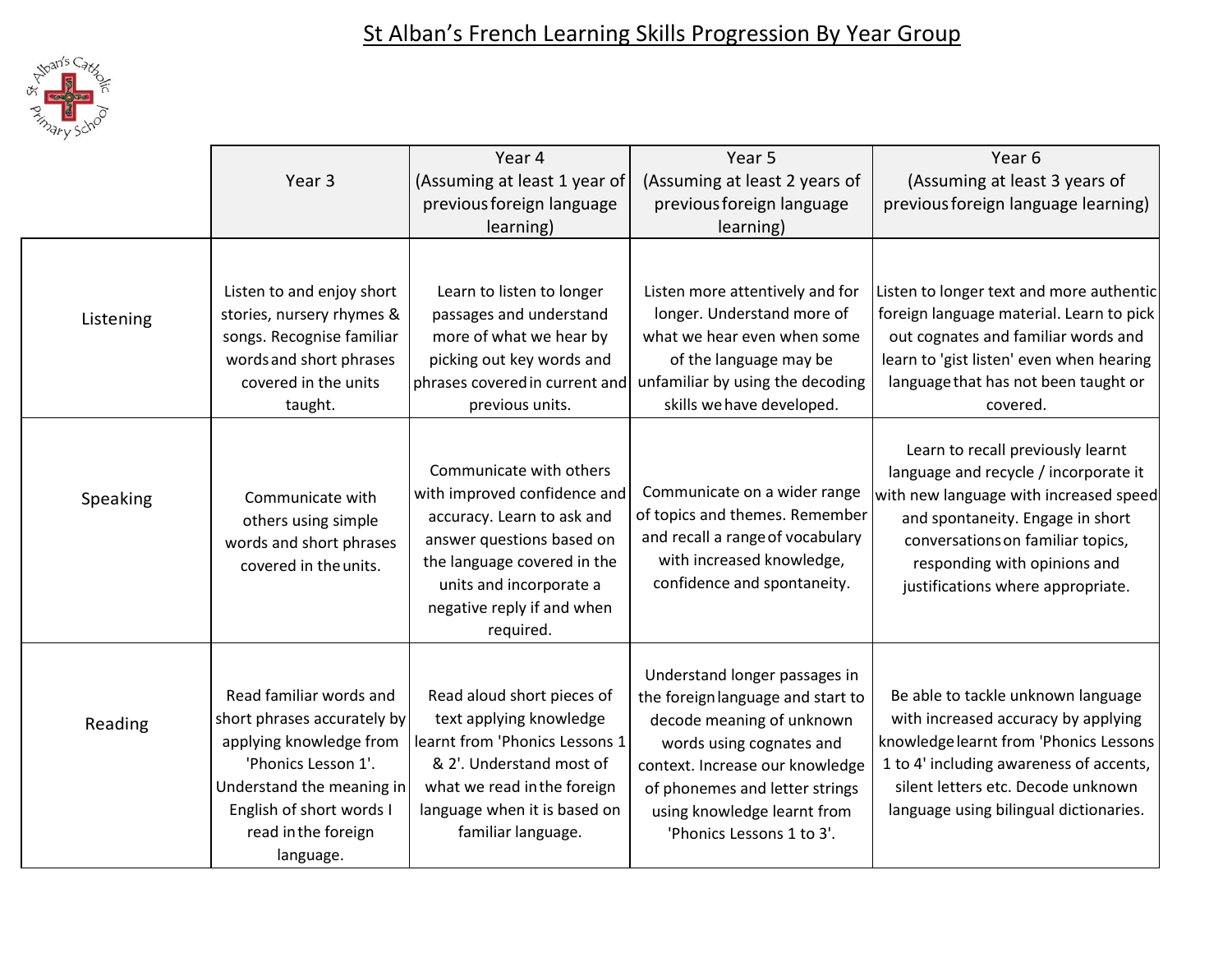# St Alban's French Learning Skills Progression By Year Group

| | Year 3 | Year 4 (Assuming at least 1 year of previous foreign language learning) | Year 5 (Assuming at least 2 years of previous foreign language learning) | Year 6 (Assuming at least 3 years of previous foreign language learning) |
|---|---|---|---|---|
| Listening | Listen to and enjoy short stories, nursery rhymes & songs. Recognise familiar words and short phrases covered in the units taught. | Learn to listen to longer passages and understand more of what we hear by picking out key words and phrases covered in current and previous units. | Listen more attentively and for longer. Understand more of what we hear even when some of the language may be unfamiliar by using the decoding skills we have developed. | Listen to longer text and more authentic foreign language material. Learn to pick out cognates and familiar words and learn to 'gist listen' even when hearing language that has not been taught or covered. |
| Speaking | Communicate with others using simple words and short phrases covered in the units. | Communicate with others with improved confidence and accuracy. Learn to ask and answer questions based on the language covered in the units and incorporate a negative reply if and when required. | Communicate on a wider range of topics and themes. Remember and recall a range of vocabulary with increased knowledge, confidence and spontaneity. | Learn to recall previously learnt language and recycle / incorporate it with new language with increased speed and spontaneity. Engage in short conversations on familiar topics, responding with opinions and justifications where appropriate. |
| Reading | Read familiar words and short phrases accurately by applying knowledge from 'Phonics Lesson 1'. Understand the meaning in English of short words I read in the foreign language. | Read aloud short pieces of text applying knowledge learnt from 'Phonics Lessons 1 & 2'. Understand most of what we read in the foreign language when it is based on familiar language. | Understand longer passages in the foreign language and start to decode meaning of unknown words using cognates and context. Increase our knowledge of phonemes and letter strings using knowledge learnt from 'Phonics Lessons 1 to 3'. | Be able to tackle unknown language with increased accuracy by applying knowledge learnt from 'Phonics Lessons 1 to 4' including awareness of accents, silent letters etc. Decode unknown language using bilingual dictionaries. |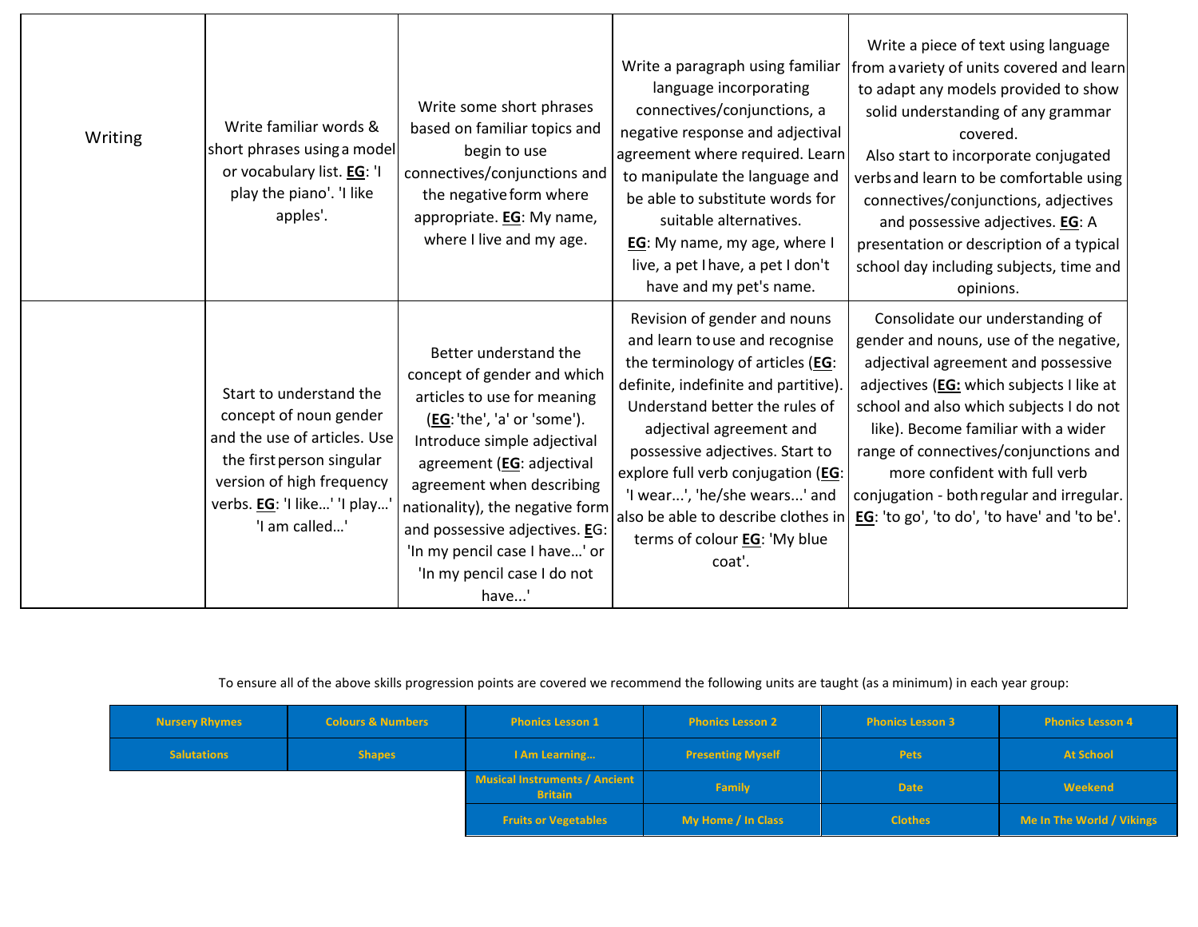| | | | | |
|---|---|---|---|---|
| Writing | Write familiar words & short phrases using a model or vocabulary list. **EG**: 'I play the piano'. 'I like apples'. | Write some short phrases based on familiar topics and begin to use connectives/conjunctions and the negative form where appropriate. **EG**: My name, where I live and my age. | Write a paragraph using familiar language incorporating connectives/conjunctions, a negative response and adjectival agreement where required. Learn to manipulate the language and be able to substitute words for suitable alternatives. **EG**: My name, my age, where I live, a pet I have, a pet I don't have and my pet's name. | Write a piece of text using language from a variety of units covered and learn to adapt any models provided to show solid understanding of any grammar covered. Also start to incorporate conjugated verbs and learn to be comfortable using connectives/conjunctions, adjectives and possessive adjectives. **EG**: A presentation or description of a typical school day including subjects, time and opinions. |
| | Start to understand the concept of noun gender and the use of articles. Use the first person singular version of high frequency verbs. **EG**: 'I like…' 'I play…' 'I am called…' | Better understand the concept of gender and which articles to use for meaning (**EG**: 'the', 'a' or 'some'). Introduce simple adjectival agreement (**EG**: adjectival agreement when describing nationality), the negative form and possessive adjectives. **E**G: 'In my pencil case I have…' or 'In my pencil case I do not have...' | Revision of gender and nouns and learn to use and recognise the terminology of articles (**EG**: definite, indefinite and partitive). Understand better the rules of adjectival agreement and possessive adjectives. Start to explore full verb conjugation (**EG**: 'I wear...', 'he/she wears...' and also be able to describe clothes in terms of colour **EG**: 'My blue coat'. | Consolidate our understanding of gender and nouns, use of the negative, adjectival agreement and possessive adjectives (**EG:** which subjects I like at school and also which subjects I do not like). Become familiar with a wider range of connectives/conjunctions and more confident with full verb conjugation - both regular and irregular. **EG**: 'to go', 'to do', 'to have' and 'to be'. |

To ensure all of the above skills progression points are covered we recommend the following units are taught (as a minimum) in each year group:

| | | | | | |
|---|---|---|---|---|---|
| Nursery Rhymes | Colours & Numbers | Phonics Lesson 1 | Phonics Lesson 2 | Phonics Lesson 3 | Phonics Lesson 4 |
| Salutations | Shapes | I Am Learning… | Presenting Myself | Pets | At School |
| | | Musical Instruments / Ancient Britain | Family | Date | Weekend |
| | | Fruits or Vegetables | My Home / In Class | Clothes | Me In The World / Vikings |